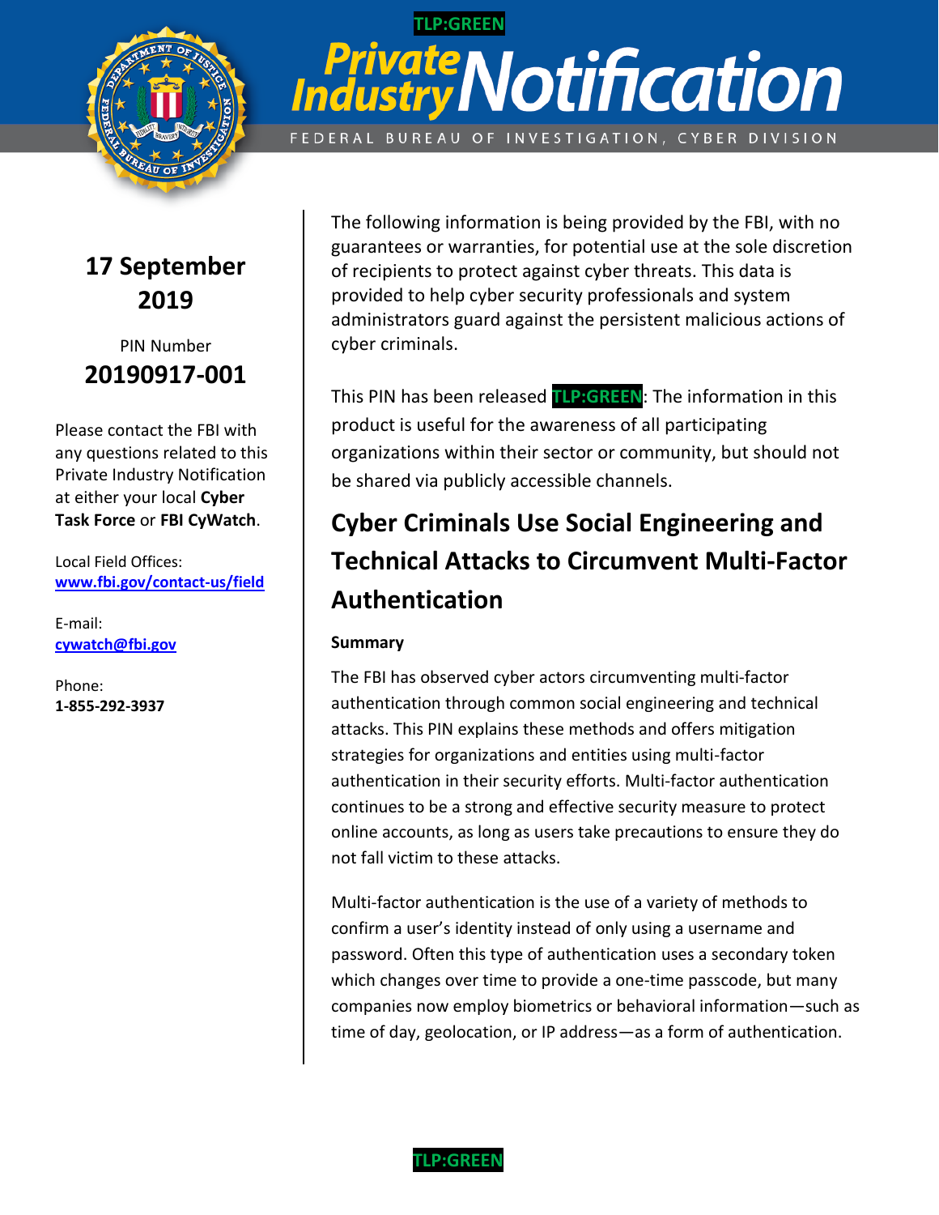TLP:GREEN

# Private Industry Notification

FEDERAL BUREAU OF INVESTIGATION, CYBER DIVISION

**17 September 2019**

PIN Number
**20190917-001**

Please contact the FBI with any questions related to this Private Industry Notification at either your local **Cyber Task Force** or **FBI CyWatch**.

Local Field Offices:
**www.fbi.gov/contact-us/field**

E-mail:
**cywatch@fbi.gov**

Phone:
**1-855-292-3937**

The following information is being provided by the FBI, with no guarantees or warranties, for potential use at the sole discretion of recipients to protect against cyber threats. This data is provided to help cyber security professionals and system administrators guard against the persistent malicious actions of cyber criminals.

This PIN has been released **TLP:GREEN**: The information in this product is useful for the awareness of all participating organizations within their sector or community, but should not be shared via publicly accessible channels.

## Cyber Criminals Use Social Engineering and Technical Attacks to Circumvent Multi-Factor Authentication

**Summary**

The FBI has observed cyber actors circumventing multi-factor authentication through common social engineering and technical attacks. This PIN explains these methods and offers mitigation strategies for organizations and entities using multi-factor authentication in their security efforts. Multi-factor authentication continues to be a strong and effective security measure to protect online accounts, as long as users take precautions to ensure they do not fall victim to these attacks.

Multi-factor authentication is the use of a variety of methods to confirm a user's identity instead of only using a username and password. Often this type of authentication uses a secondary token which changes over time to provide a one-time passcode, but many companies now employ biometrics or behavioral information—such as time of day, geolocation, or IP address—as a form of authentication.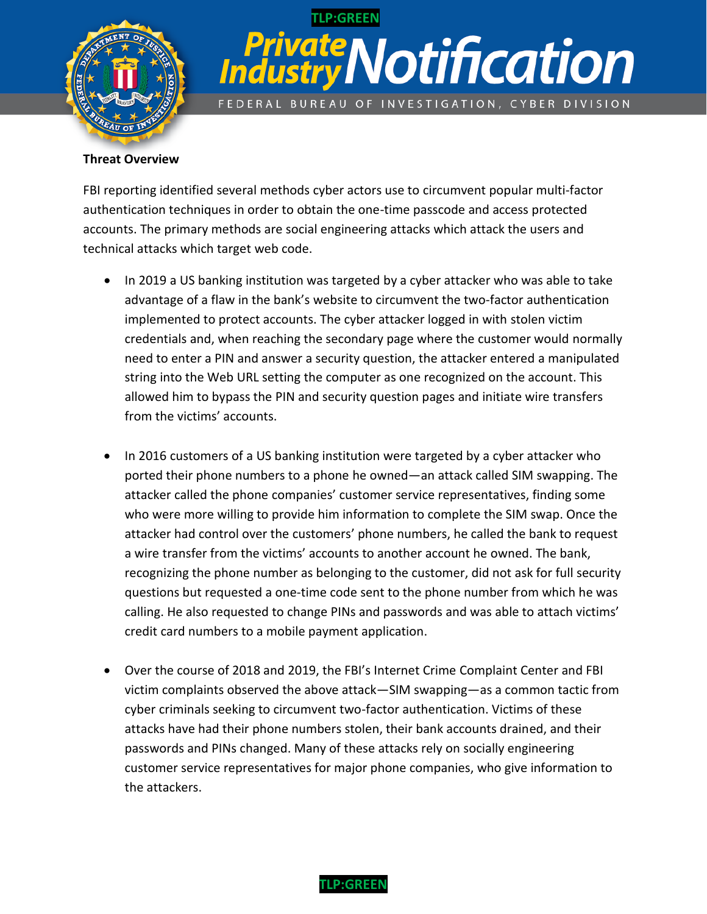**Threat Overview**

FBI reporting identified several methods cyber actors use to circumvent popular multi-factor authentication techniques in order to obtain the one-time passcode and access protected accounts. The primary methods are social engineering attacks which attack the users and technical attacks which target web code.

- In 2019 a US banking institution was targeted by a cyber attacker who was able to take advantage of a flaw in the bank's website to circumvent the two-factor authentication implemented to protect accounts. The cyber attacker logged in with stolen victim credentials and, when reaching the secondary page where the customer would normally need to enter a PIN and answer a security question, the attacker entered a manipulated string into the Web URL setting the computer as one recognized on the account. This allowed him to bypass the PIN and security question pages and initiate wire transfers from the victims' accounts.

- In 2016 customers of a US banking institution were targeted by a cyber attacker who ported their phone numbers to a phone he owned—an attack called SIM swapping. The attacker called the phone companies' customer service representatives, finding some who were more willing to provide him information to complete the SIM swap. Once the attacker had control over the customers' phone numbers, he called the bank to request a wire transfer from the victims' accounts to another account he owned. The bank, recognizing the phone number as belonging to the customer, did not ask for full security questions but requested a one-time code sent to the phone number from which he was calling. He also requested to change PINs and passwords and was able to attach victims' credit card numbers to a mobile payment application.

- Over the course of 2018 and 2019, the FBI's Internet Crime Complaint Center and FBI victim complaints observed the above attack—SIM swapping—as a common tactic from cyber criminals seeking to circumvent two-factor authentication. Victims of these attacks have had their phone numbers stolen, their bank accounts drained, and their passwords and PINs changed. Many of these attacks rely on socially engineering customer service representatives for major phone companies, who give information to the attackers.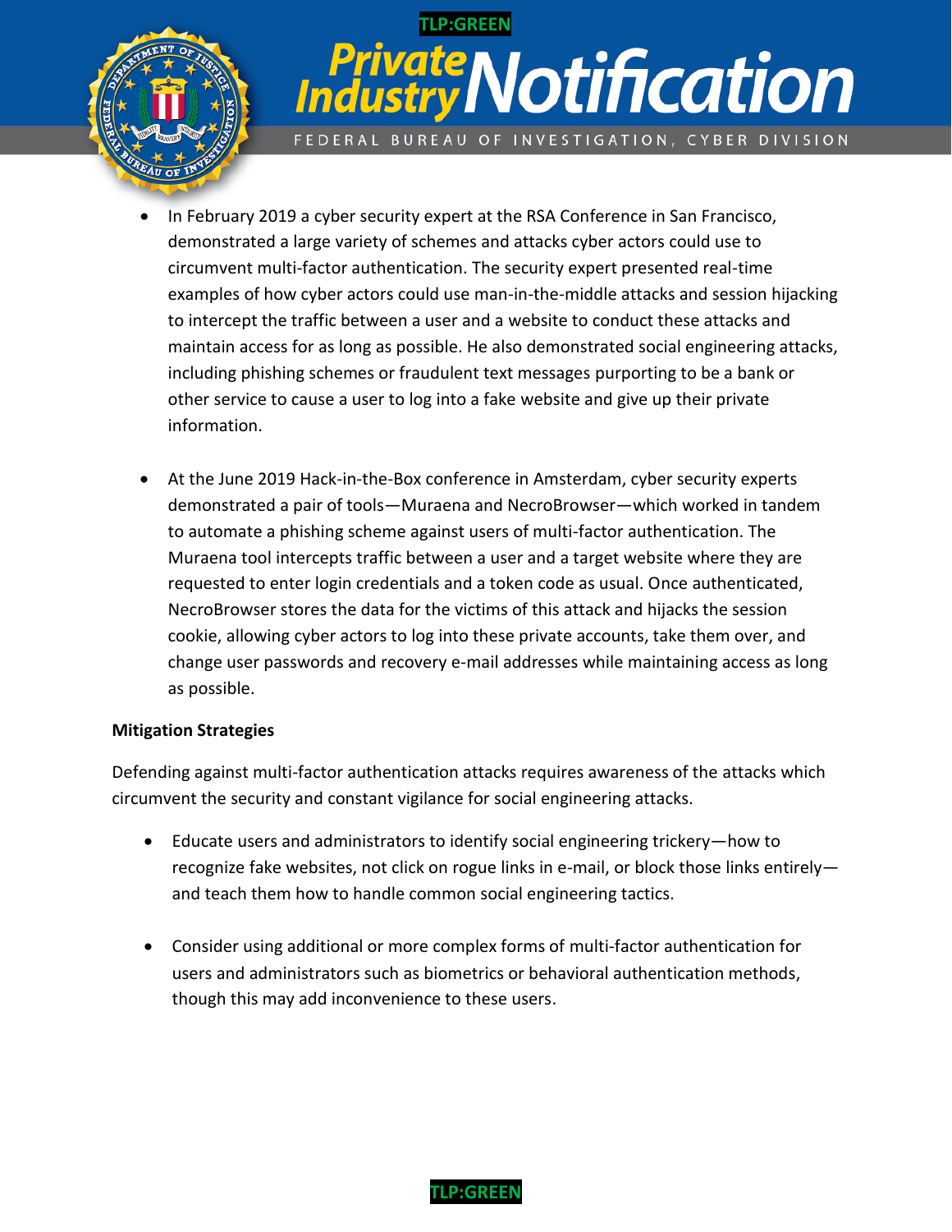- In February 2019 a cyber security expert at the RSA Conference in San Francisco, demonstrated a large variety of schemes and attacks cyber actors could use to circumvent multi-factor authentication. The security expert presented real-time examples of how cyber actors could use man-in-the-middle attacks and session hijacking to intercept the traffic between a user and a website to conduct these attacks and maintain access for as long as possible. He also demonstrated social engineering attacks, including phishing schemes or fraudulent text messages purporting to be a bank or other service to cause a user to log into a fake website and give up their private information.

- At the June 2019 Hack-in-the-Box conference in Amsterdam, cyber security experts demonstrated a pair of tools—Muraena and NecroBrowser—which worked in tandem to automate a phishing scheme against users of multi-factor authentication. The Muraena tool intercepts traffic between a user and a target website where they are requested to enter login credentials and a token code as usual. Once authenticated, NecroBrowser stores the data for the victims of this attack and hijacks the session cookie, allowing cyber actors to log into these private accounts, take them over, and change user passwords and recovery e-mail addresses while maintaining access as long as possible.

**Mitigation Strategies**

Defending against multi-factor authentication attacks requires awareness of the attacks which circumvent the security and constant vigilance for social engineering attacks.

- Educate users and administrators to identify social engineering trickery—how to recognize fake websites, not click on rogue links in e-mail, or block those links entirely—and teach them how to handle common social engineering tactics.

- Consider using additional or more complex forms of multi-factor authentication for users and administrators such as biometrics or behavioral authentication methods, though this may add inconvenience to these users.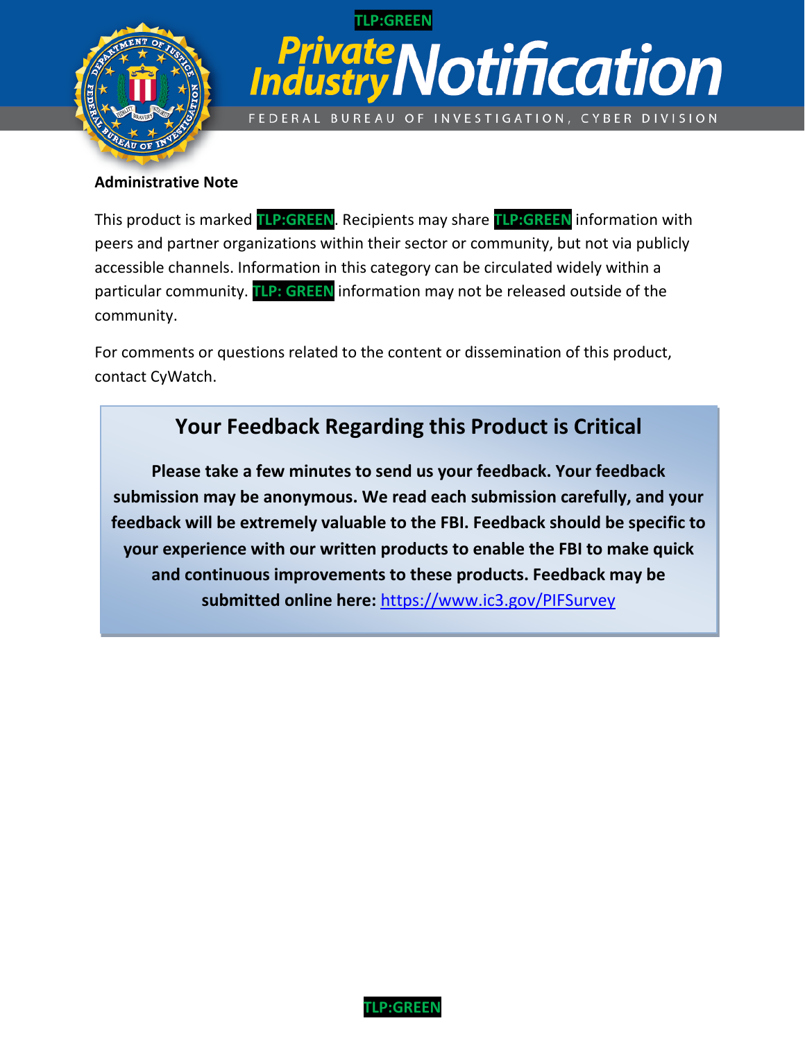**Administrative Note**

This product is marked TLP:GREEN. Recipients may share TLP:GREEN information with peers and partner organizations within their sector or community, but not via publicly accessible channels. Information in this category can be circulated widely within a particular community. TLP: GREEN information may not be released outside of the community.

For comments or questions related to the content or dissemination of this product, contact CyWatch.

## Your Feedback Regarding this Product is Critical

**Please take a few minutes to send us your feedback. Your feedback submission may be anonymous. We read each submission carefully, and your feedback will be extremely valuable to the FBI. Feedback should be specific to your experience with our written products to enable the FBI to make quick and continuous improvements to these products. Feedback may be submitted online here:** https://www.ic3.gov/PIFSurvey